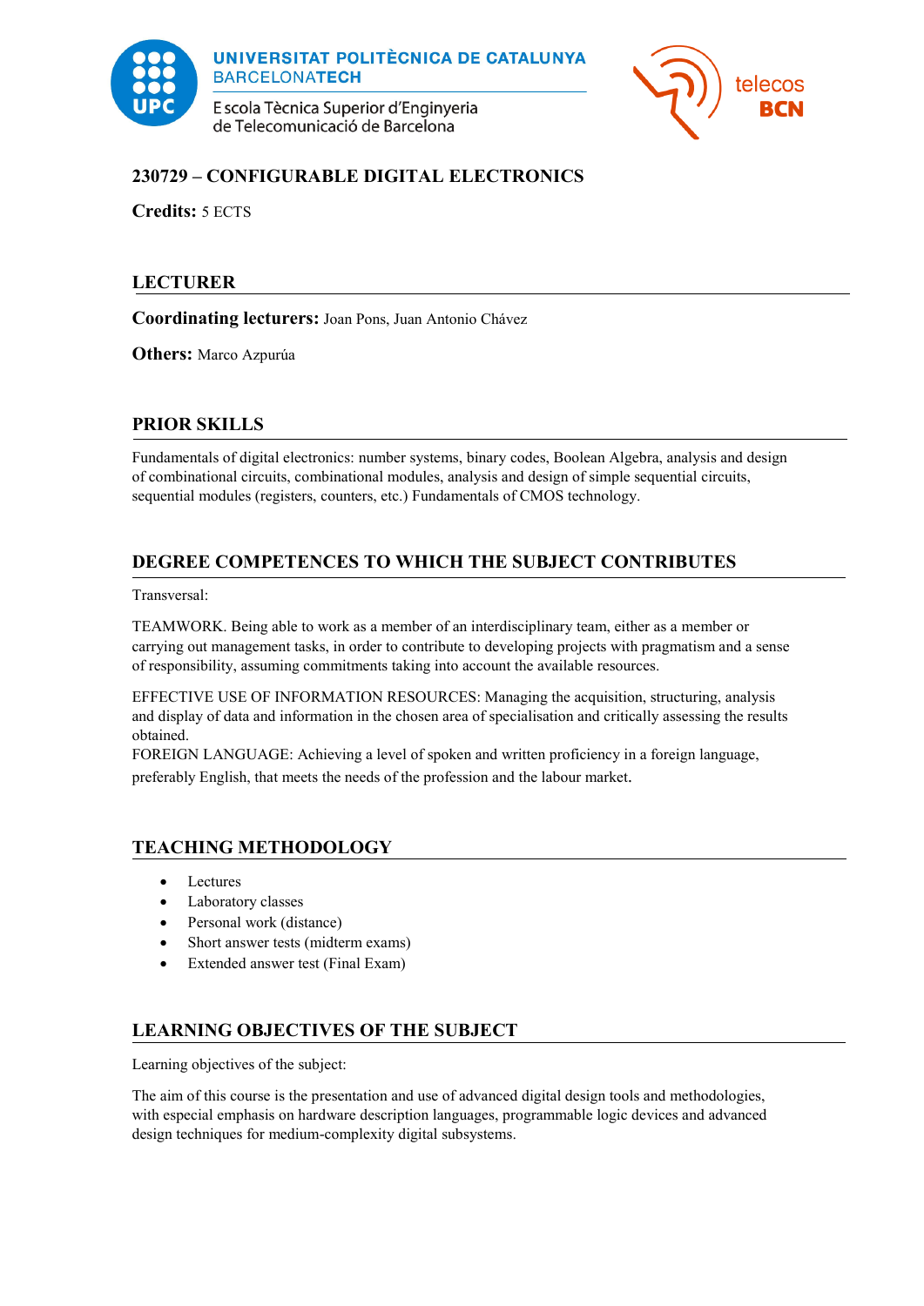UNIVERSITAT POLITÈCNICA DE CATALUNYA
BARCELONATECH

Escola Tècnica Superior d'Enginyeria de Telecomunicació de Barcelona

telecos BCN

# 230729 – CONFIGURABLE DIGITAL ELECTRONICS

**Credits:** 5 ECTS

## LECTURER

**Coordinating lecturers:** Joan Pons, Juan Antonio Chávez

**Others:** Marco Azpurúa

## PRIOR SKILLS

Fundamentals of digital electronics: number systems, binary codes, Boolean Algebra, analysis and design of combinational circuits, combinational modules, analysis and design of simple sequential circuits, sequential modules (registers, counters, etc.) Fundamentals of CMOS technology.

## DEGREE COMPETENCES TO WHICH THE SUBJECT CONTRIBUTES

Transversal:

TEAMWORK. Being able to work as a member of an interdisciplinary team, either as a member or carrying out management tasks, in order to contribute to developing projects with pragmatism and a sense of responsibility, assuming commitments taking into account the available resources.

EFFECTIVE USE OF INFORMATION RESOURCES: Managing the acquisition, structuring, analysis and display of data and information in the chosen area of specialisation and critically assessing the results obtained.
FOREIGN LANGUAGE: Achieving a level of spoken and written proficiency in a foreign language, preferably English, that meets the needs of the profession and the labour market.

## TEACHING METHODOLOGY

- Lectures
- Laboratory classes
- Personal work (distance)
- Short answer tests (midterm exams)
- Extended answer test (Final Exam)

## LEARNING OBJECTIVES OF THE SUBJECT

Learning objectives of the subject:

The aim of this course is the presentation and use of advanced digital design tools and methodologies, with especial emphasis on hardware description languages, programmable logic devices and advanced design techniques for medium-complexity digital subsystems.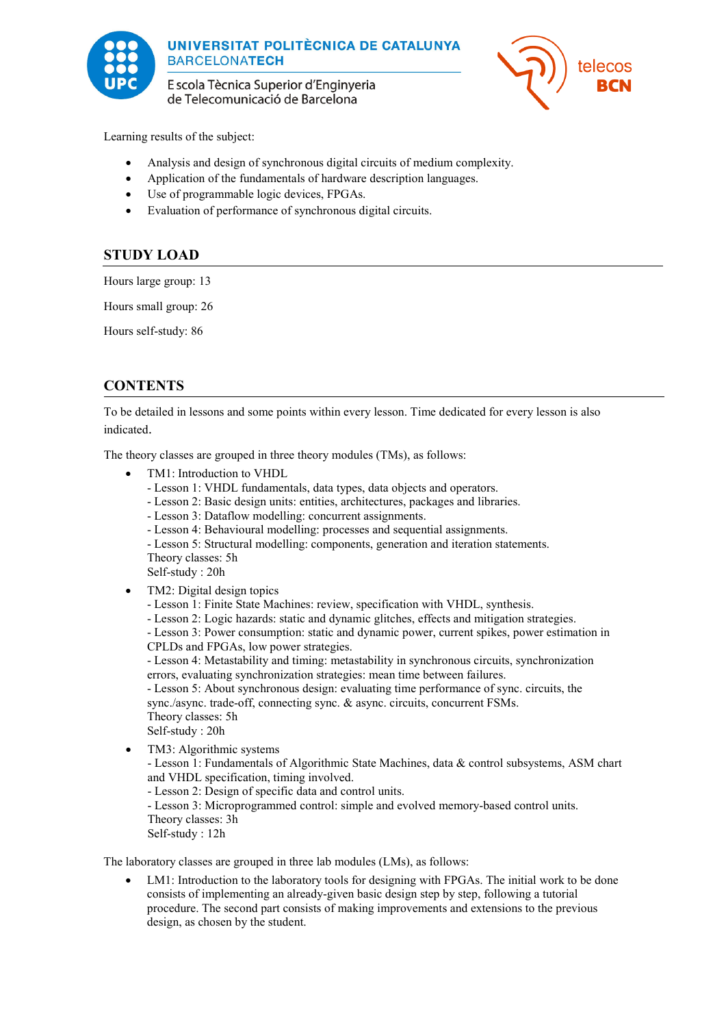Learning results of the subject:

- Analysis and design of synchronous digital circuits of medium complexity.
- Application of the fundamentals of hardware description languages.
- Use of programmable logic devices, FPGAs.
- Evaluation of performance of synchronous digital circuits.

## STUDY LOAD

Hours large group: 13

Hours small group: 26

Hours self-study: 86

## CONTENTS

To be detailed in lessons and some points within every lesson. Time dedicated for every lesson is also indicated.

The theory classes are grouped in three theory modules (TMs), as follows:

- TM1: Introduction to VHDL
  - Lesson 1: VHDL fundamentals, data types, data objects and operators.
  - Lesson 2: Basic design units: entities, architectures, packages and libraries.
  - Lesson 3: Dataflow modelling: concurrent assignments.
  - Lesson 4: Behavioural modelling: processes and sequential assignments.
  - Lesson 5: Structural modelling: components, generation and iteration statements.
  
  Theory classes: 5h
  
  Self-study : 20h
- TM2: Digital design topics
  - Lesson 1: Finite State Machines: review, specification with VHDL, synthesis.
  - Lesson 2: Logic hazards: static and dynamic glitches, effects and mitigation strategies.
  - Lesson 3: Power consumption: static and dynamic power, current spikes, power estimation in CPLDs and FPGAs, low power strategies.
  - Lesson 4: Metastability and timing: metastability in synchronous circuits, synchronization errors, evaluating synchronization strategies: mean time between failures.
  - Lesson 5: About synchronous design: evaluating time performance of sync. circuits, the sync./async. trade-off, connecting sync. & async. circuits, concurrent FSMs.
  
  Theory classes: 5h
  
  Self-study : 20h
- TM3: Algorithmic systems
  - Lesson 1: Fundamentals of Algorithmic State Machines, data & control subsystems, ASM chart and VHDL specification, timing involved.
  - Lesson 2: Design of specific data and control units.
  - Lesson 3: Microprogrammed control: simple and evolved memory-based control units.
  
  Theory classes: 3h
  
  Self-study : 12h

The laboratory classes are grouped in three lab modules (LMs), as follows:

- LM1: Introduction to the laboratory tools for designing with FPGAs. The initial work to be done consists of implementing an already-given basic design step by step, following a tutorial procedure. The second part consists of making improvements and extensions to the previous design, as chosen by the student.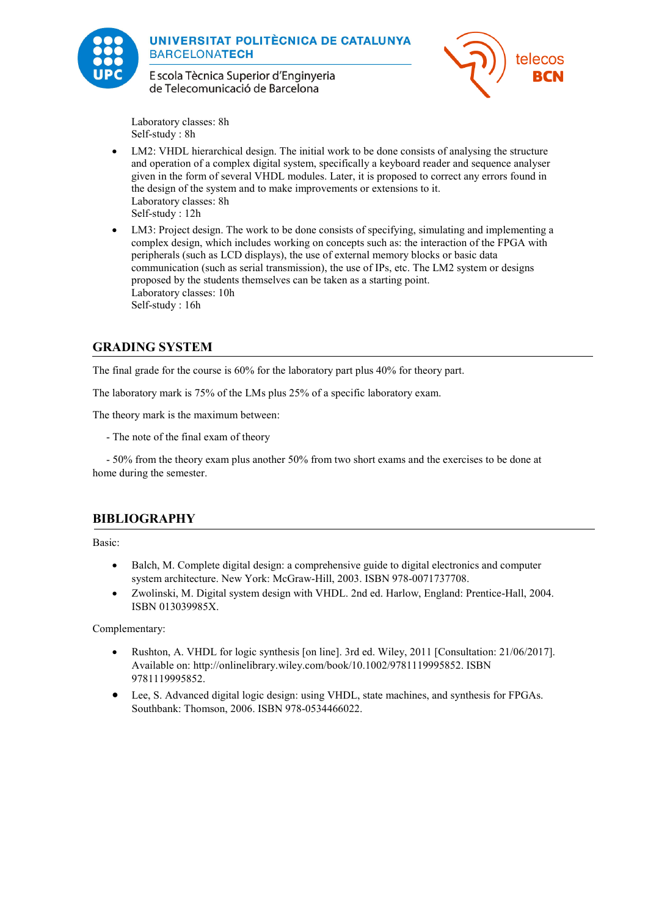Laboratory classes: 8h
Self-study : 8h

- LM2: VHDL hierarchical design. The initial work to be done consists of analysing the structure and operation of a complex digital system, specifically a keyboard reader and sequence analyser given in the form of several VHDL modules. Later, it is proposed to correct any errors found in the design of the system and to make improvements or extensions to it.
  Laboratory classes: 8h
  Self-study : 12h
- LM3: Project design. The work to be done consists of specifying, simulating and implementing a complex design, which includes working on concepts such as: the interaction of the FPGA with peripherals (such as LCD displays), the use of external memory blocks or basic data communication (such as serial transmission), the use of IPs, etc. The LM2 system or designs proposed by the students themselves can be taken as a starting point.
  Laboratory classes: 10h
  Self-study : 16h

## GRADING SYSTEM

The final grade for the course is 60% for the laboratory part plus 40% for theory part.

The laboratory mark is 75% of the LMs plus 25% of a specific laboratory exam.

The theory mark is the maximum between:

- The note of the final exam of theory

- 50% from the theory exam plus another 50% from two short exams and the exercises to be done at home during the semester.

## BIBLIOGRAPHY

Basic:

- Balch, M. Complete digital design: a comprehensive guide to digital electronics and computer system architecture. New York: McGraw-Hill, 2003. ISBN 978-0071737708.
- Zwolinski, M. Digital system design with VHDL. 2nd ed. Harlow, England: Prentice-Hall, 2004. ISBN 013039985X.

Complementary:

- Rushton, A. VHDL for logic synthesis [on line]. 3rd ed. Wiley, 2011 [Consultation: 21/06/2017]. Available on: http://onlinelibrary.wiley.com/book/10.1002/9781119995852. ISBN 9781119995852.
- Lee, S. Advanced digital logic design: using VHDL, state machines, and synthesis for FPGAs. Southbank: Thomson, 2006. ISBN 978-0534466022.